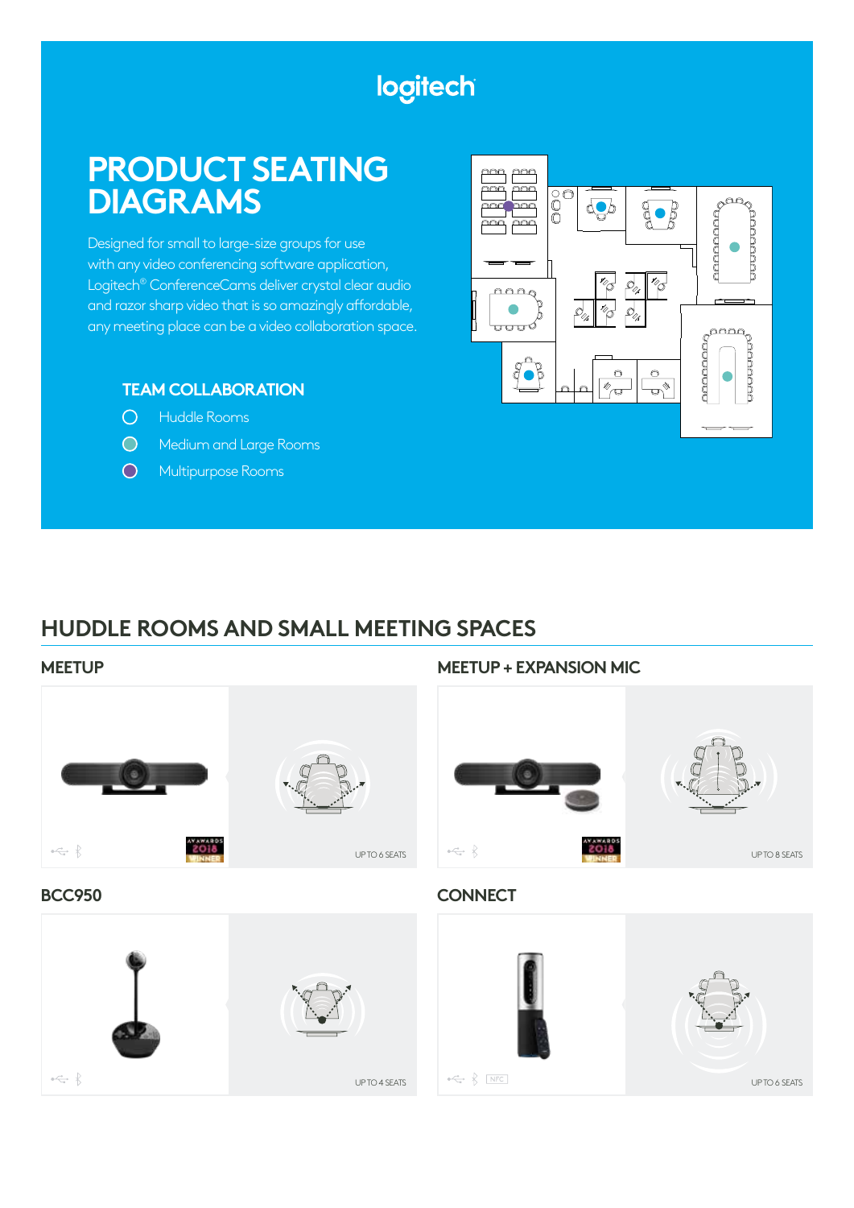logitech

# PRODUCT SEATING DIAGRAMS

Designed for small to large-size groups for use with any video conferencing software application, Logitech® ConferenceCams deliver crystal clear audio and razor sharp video that is so amazingly affordable, any meeting place can be a video collaboration space.

### TEAM COLLABORATION

- Huddle Rooms
- Medium and Large Rooms
- Multipurpose Rooms

## HUDDLE ROOMS AND SMALL MEETING SPACES

### MEETUP

AV AWARDS 2018 WINNER

UP TO 6 SEATS

### MEETUP + EXPANSION MIC

AV AWARDS 2018 WINNER

UP TO 8 SEATS

### BCC950

UP TO 4 SEATS

### CONNECT

NFC

UP TO 6 SEATS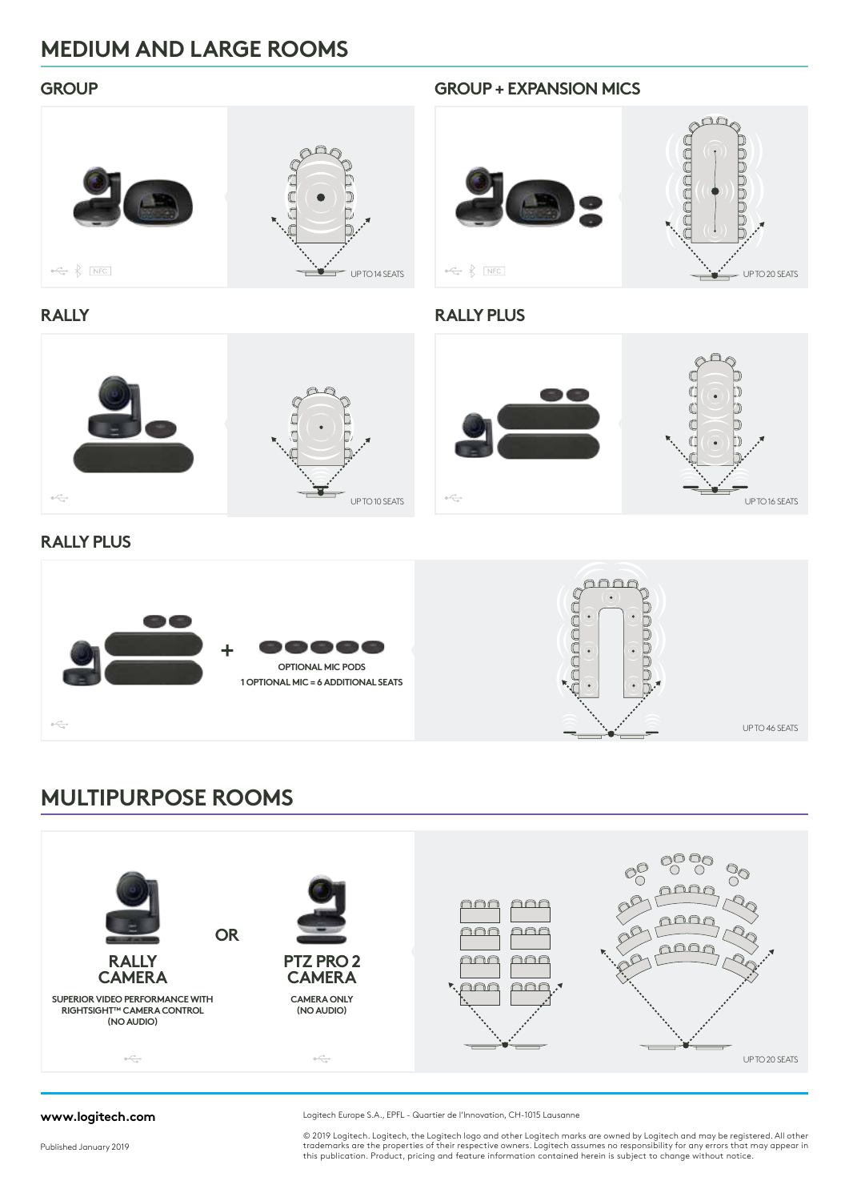# MEDIUM AND LARGE ROOMS

## GROUP

NFC

UP TO 14 SEATS

## GROUP + EXPANSION MICS

NFC

UP TO 20 SEATS

## RALLY

UP TO 10 SEATS

## RALLY PLUS

UP TO 16 SEATS

## RALLY PLUS

+

OPTIONAL MIC PODS

1 OPTIONAL MIC = 6 ADDITIONAL SEATS

UP TO 46 SEATS

# MULTIPURPOSE ROOMS

**RALLY CAMERA**

SUPERIOR VIDEO PERFORMANCE WITH RIGHTSIGHT™ CAMERA CONTROL (NO AUDIO)

OR

**PTZ PRO 2 CAMERA**

CAMERA ONLY (NO AUDIO)

UP TO 20 SEATS

**www.logitech.com**

Published January 2019

Logitech Europe S.A., EPFL - Quartier de l'Innovation, CH-1015 Lausanne

© 2019 Logitech. Logitech, the Logitech logo and other Logitech marks are owned by Logitech and may be registered. All other trademarks are the properties of their respective owners. Logitech assumes no responsibility for any errors that may appear in this publication. Product, pricing and feature information contained herein is subject to change without notice.